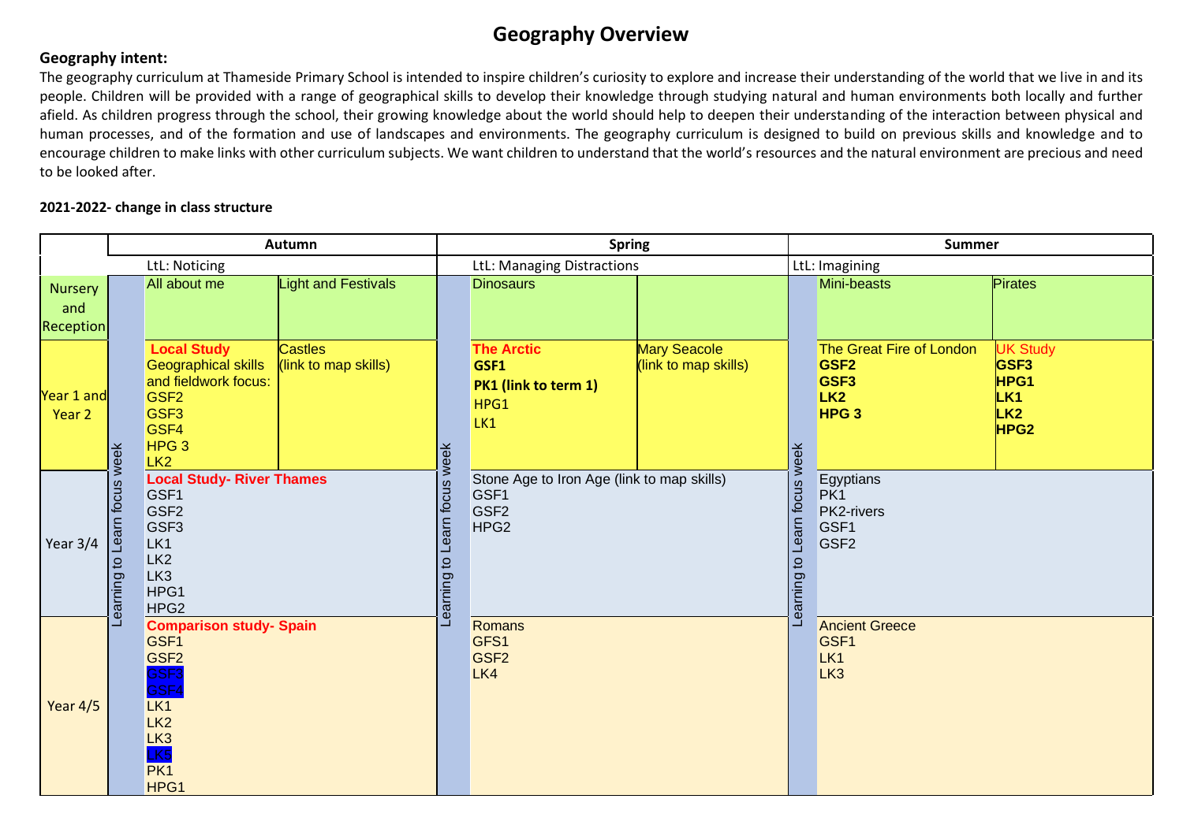# Geography Overview

**Geography intent:**

The geography curriculum at Thameside Primary School is intended to inspire children's curiosity to explore and increase their understanding of the world that we live in and its people. Children will be provided with a range of geographical skills to develop their knowledge through studying natural and human environments both locally and further afield. As children progress through the school, their growing knowledge about the world should help to deepen their understanding of the interaction between physical and human processes, and of the formation and use of landscapes and environments. The geography curriculum is designed to build on previous skills and knowledge and to encourage children to make links with other curriculum subjects. We want children to understand that the world's resources and the natural environment are precious and need to be looked after.

**2021-2022- change in class structure**

| | | Autumn | | | Spring | | | Summer | |
|---|---|---|---|---|---|---|---|---|---|
| | | LtL: Noticing | | | LtL: Managing Distractions | | | LtL: Imagining | |
| Nursery and Reception | Learning to Learn focus week | All about me | Light and Festivals | Learning to Learn focus week | Dinosaurs | | Learning to Learn focus week | Mini-beasts | Pirates |
| Year 1 and Year 2 | | **Local Study** Geographical skills and fieldwork focus: GSF2 GSF3 GSF4 HPG 3 LK2 | Castles (link to map skills) | | **The Arctic** **GSF1** **PK1 (link to term 1)** HPG1 LK1 | Mary Seacole (link to map skills) | | The Great Fire of London **GSF2** **GSF3** **LK2** **HPG 3** | UK Study **GSF3** **HPG1** **LK1** **LK2** **HPG2** |
| Year 3/4 | | **Local Study- River Thames** GSF1 GSF2 GSF3 LK1 LK2 LK3 HPG1 HPG2 | | | Stone Age to Iron Age (link to map skills) GSF1 GSF2 HPG2 | | | Egyptians PK1 PK2-rivers GSF1 GSF2 | |
| Year 4/5 | | **Comparison study- Spain** GSF1 GSF2 GSF3 GSF4 LK1 LK2 LK3 LK5 PK1 HPG1 | | | Romans GFS1 GSF2 LK4 | | | Ancient Greece GSF1 LK1 LK3 | |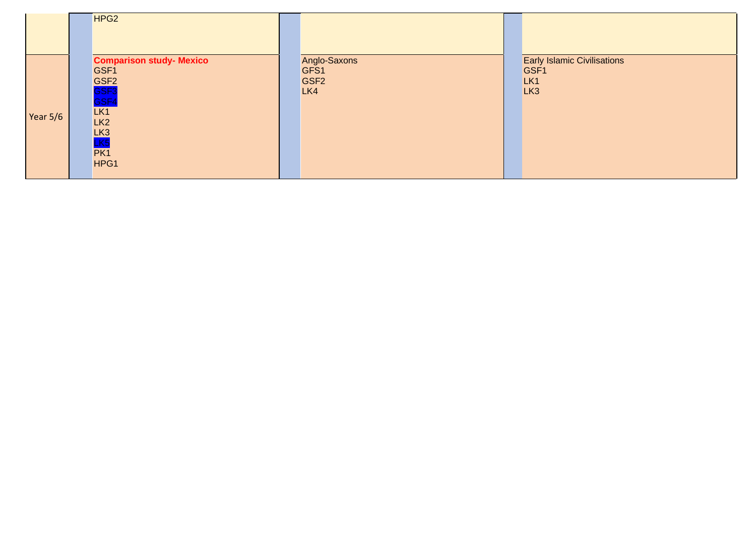|  |  |  |  |  |  |  |
|---|---|---|---|---|---|---|
|  |  | HPG2 |  |  |  |  |
| Year 5/6 |  | **Comparison study- Mexico**<br>GSF1<br>GSF2<br>GSF3<br>GSF4<br>LK1<br>LK2<br>LK3<br>LK5<br>PK1<br>HPG1 |  | Anglo-Saxons<br>GFS1<br>GSF2<br>LK4 |  | Early Islamic Civilisations<br>GSF1<br>LK1<br>LK3 |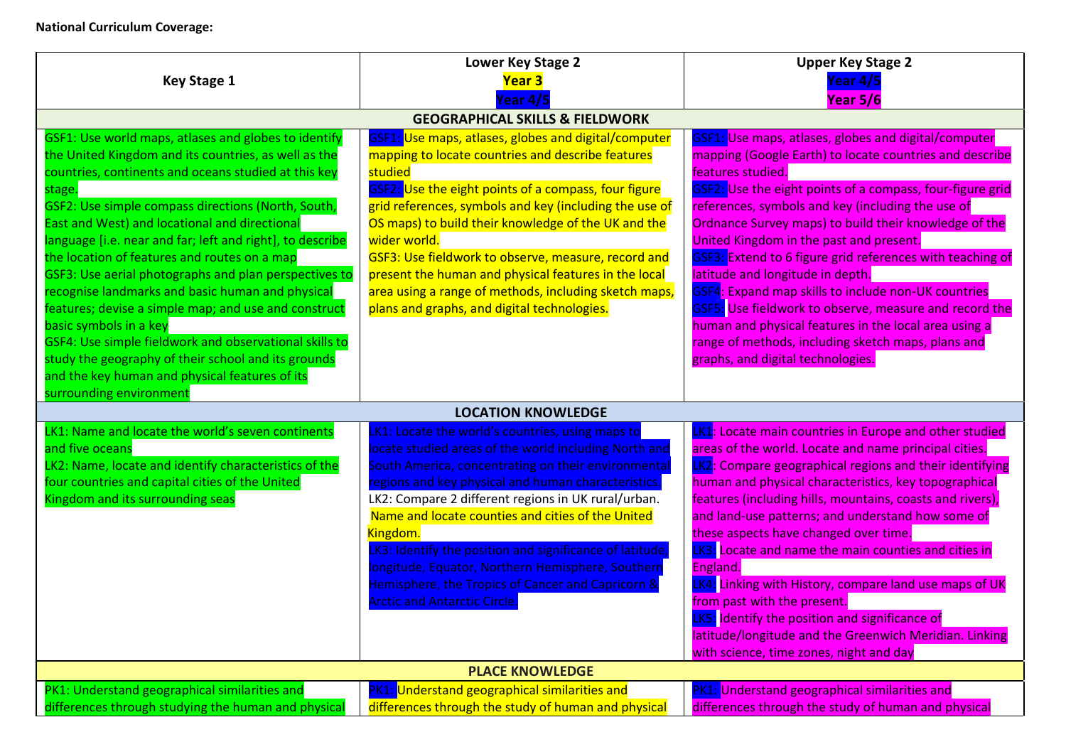**National Curriculum Coverage:**

| Key Stage 1 | Lower Key Stage 2<br>Year 3<br>Year 4/5 | Upper Key Stage 2<br>Year 4/5<br>Year 5/6 |
|---|---|---|
| **GEOGRAPHICAL SKILLS & FIELDWORK** | | |
| GSF1: Use world maps, atlases and globes to identify the United Kingdom and its countries, as well as the countries, continents and oceans studied at this key stage.<br>GSF2: Use simple compass directions (North, South, East and West) and locational and directional language [i.e. near and far; left and right], to describe the location of features and routes on a map<br>GSF3: Use aerial photographs and plan perspectives to recognise landmarks and basic human and physical features; devise a simple map; and use and construct basic symbols in a key<br>GSF4: Use simple fieldwork and observational skills to study the geography of their school and its grounds and the key human and physical features of its surrounding environment | GSF1: Use maps, atlases, globes and digital/computer mapping to locate countries and describe features studied<br>GSF2: Use the eight points of a compass, four figure grid references, symbols and key (including the use of OS maps) to build their knowledge of the UK and the wider world.<br>GSF3: Use fieldwork to observe, measure, record and present the human and physical features in the local area using a range of methods, including sketch maps, plans and graphs, and digital technologies. | GSF1: Use maps, atlases, globes and digital/computer mapping (Google Earth) to locate countries and describe features studied.<br>GSF2: Use the eight points of a compass, four-figure grid references, symbols and key (including the use of Ordnance Survey maps) to build their knowledge of the United Kingdom in the past and present.<br>GSF3: Extend to 6 figure grid references with teaching of latitude and longitude in depth.<br>GSF4: Expand map skills to include non-UK countries<br>GSF5: Use fieldwork to observe, measure and record the human and physical features in the local area using a range of methods, including sketch maps, plans and graphs, and digital technologies. |
| **LOCATION KNOWLEDGE** | | |
| LK1: Name and locate the world's seven continents and five oceans<br>LK2: Name, locate and identify characteristics of the four countries and capital cities of the United Kingdom and its surrounding seas | LK1: Locate the world's countries, using maps to locate studied areas of the world including North and South America, concentrating on their environmental regions and key physical and human characteristics.<br>LK2: Compare 2 different regions in UK rural/urban. Name and locate counties and cities of the United Kingdom.<br>LK3: Identify the position and significance of latitude, longitude, Equator, Northern Hemisphere, Southern Hemisphere, the Tropics of Cancer and Capricorn & Arctic and Antarctic Circle. | LK1: Locate main countries in Europe and other studied areas of the world. Locate and name principal cities.<br>LK2: Compare geographical regions and their identifying human and physical characteristics, key topographical features (including hills, mountains, coasts and rivers), and land-use patterns; and understand how some of these aspects have changed over time.<br>LK3: Locate and name the main counties and cities in England.<br>LK4: Linking with History, compare land use maps of UK from past with the present.<br>LK5: Identify the position and significance of latitude/longitude and the Greenwich Meridian. Linking with science, time zones, night and day |
| **PLACE KNOWLEDGE** | | |
| PK1: Understand geographical similarities and differences through studying the human and physical | PK1: Understand geographical similarities and differences through the study of human and physical | PK1: Understand geographical similarities and differences through the study of human and physical |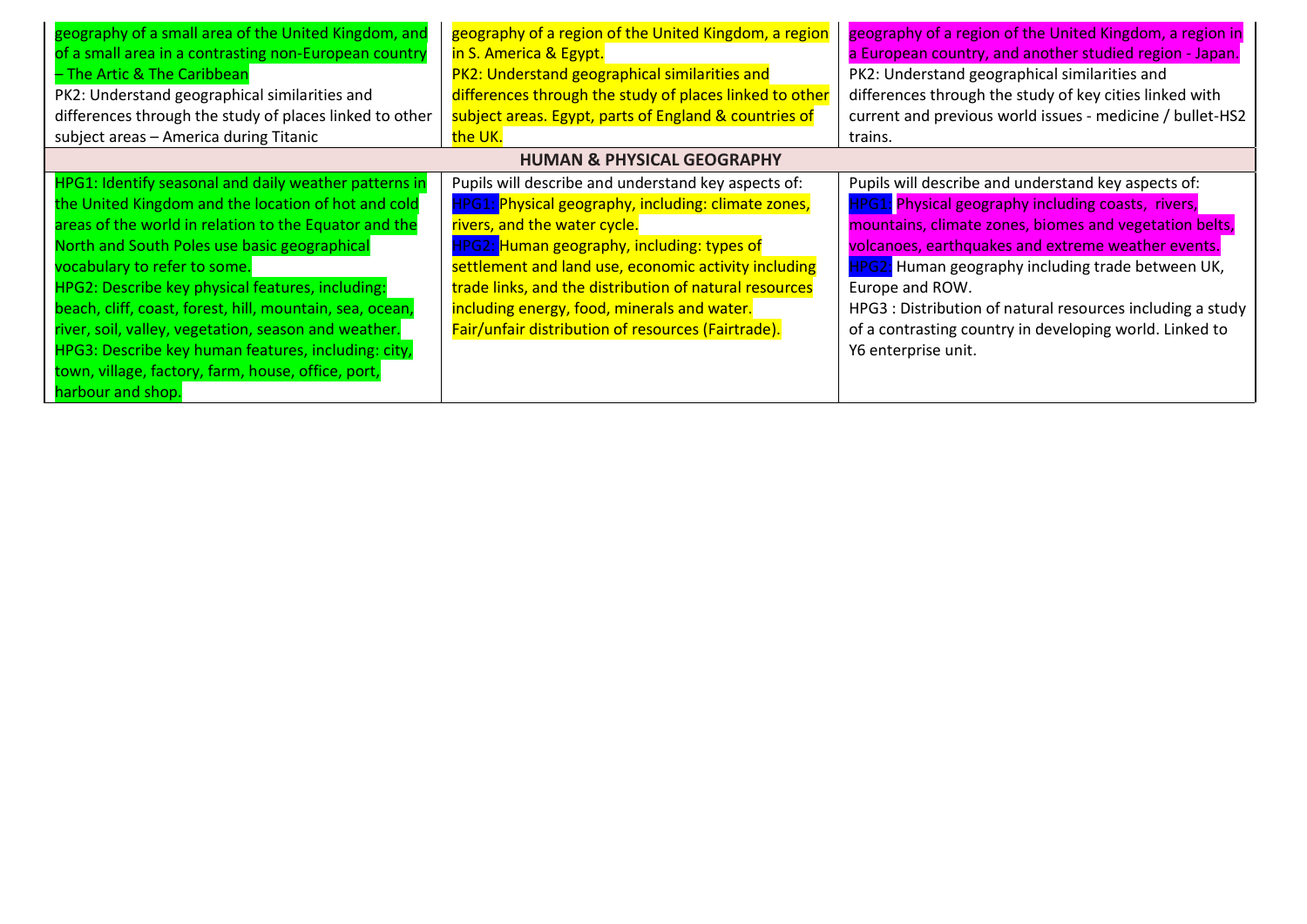| | | |
|---|---|---|
| geography of a small area of the United Kingdom, and of a small area in a contrasting non-European country – The Artic & The Caribbean<br>PK2: Understand geographical similarities and differences through the study of places linked to other subject areas – America during Titanic | geography of a region of the United Kingdom, a region in S. America & Egypt.<br>PK2: Understand geographical similarities and differences through the study of places linked to other subject areas. Egypt, parts of England & countries of the UK. | geography of a region of the United Kingdom, a region in a European country, and another studied region - Japan.<br>PK2: Understand geographical similarities and differences through the study of key cities linked with current and previous world issues - medicine / bullet-HS2 trains. |
| **HUMAN & PHYSICAL GEOGRAPHY** | | |
| HPG1: Identify seasonal and daily weather patterns in the United Kingdom and the location of hot and cold areas of the world in relation to the Equator and the North and South Poles use basic geographical vocabulary to refer to some.<br>HPG2: Describe key physical features, including: beach, cliff, coast, forest, hill, mountain, sea, ocean, river, soil, valley, vegetation, season and weather.<br>HPG3: Describe key human features, including: city, town, village, factory, farm, house, office, port, harbour and shop. | Pupils will describe and understand key aspects of:<br>HPG1: Physical geography, including: climate zones, rivers, and the water cycle.<br>HPG2: Human geography, including: types of settlement and land use, economic activity including trade links, and the distribution of natural resources including energy, food, minerals and water.<br>Fair/unfair distribution of resources (Fairtrade). | Pupils will describe and understand key aspects of:<br>HPG1: Physical geography including coasts, rivers, mountains, climate zones, biomes and vegetation belts, volcanoes, earthquakes and extreme weather events.<br>HPG2: Human geography including trade between UK, Europe and ROW.<br>HPG3 : Distribution of natural resources including a study of a contrasting country in developing world. Linked to Y6 enterprise unit. |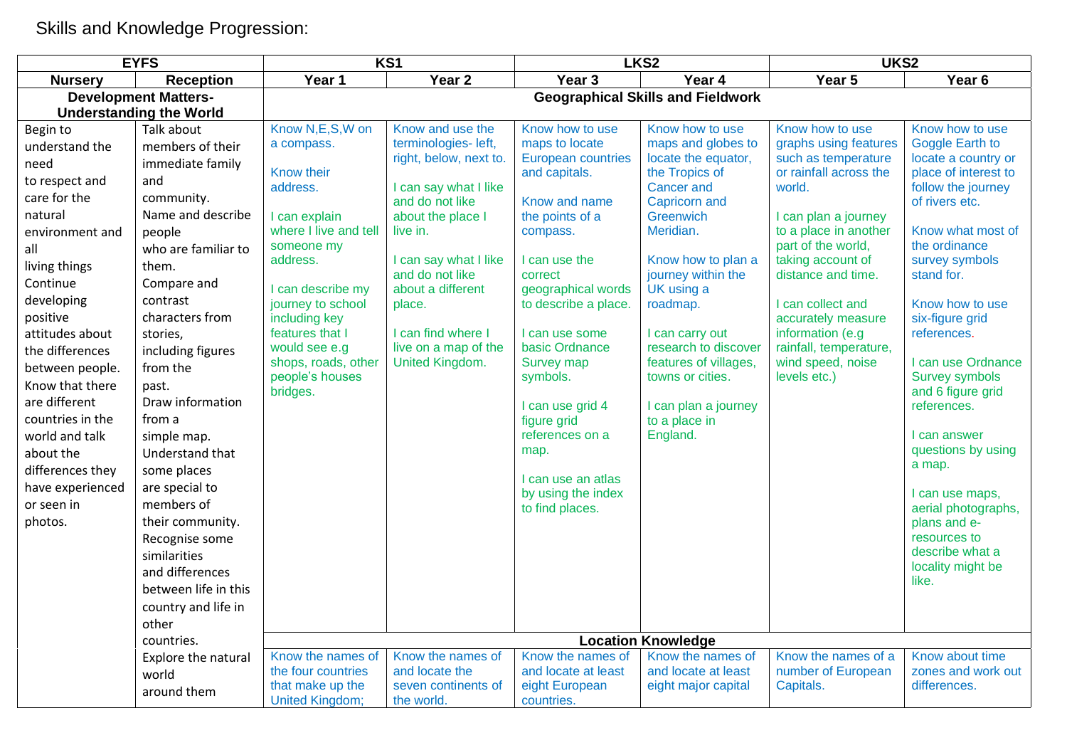Skills and Knowledge Progression:

| EYFS | | KS1 | | LKS2 | | UKS2 | |
|---|---|---|---|---|---|---|---|
| **Nursery** | **Reception** | **Year 1** | **Year 2** | **Year 3** | **Year 4** | **Year 5** | **Year 6** |
| **Development Matters- Understanding the World** | | **Geographical Skills and Fieldwork** | | | | | |
| Begin to understand the need to respect and care for the natural environment and all living things Continue developing positive attitudes about the differences between people. Know that there are different countries in the world and talk about the differences they have experienced or seen in photos. | Talk about members of their immediate family and community. Name and describe people who are familiar to them. Compare and contrast characters from stories, including figures from the past. Draw information from a simple map. Understand that some places are special to members of their community. Recognise some similarities and differences between life in this country and life in other countries. Explore the natural world around them | Know N,E,S,W on a compass.<br><br>Know their address.<br><br>I can explain where I live and tell someone my address.<br><br>I can describe my journey to school including key features that I would see e.g shops, roads, other people's houses bridges. | Know and use the terminologies- left, right, below, next to.<br><br>I can say what I like and do not like about the place I live in.<br><br>I can say what I like and do not like about a different place.<br><br>I can find where I live on a map of the United Kingdom. | Know how to use maps to locate European countries and capitals.<br><br>Know and name the points of a compass.<br><br>I can use the correct geographical words to describe a place.<br><br>I can use some basic Ordnance Survey map symbols.<br><br>I can use grid 4 figure grid references on a map.<br><br>I can use an atlas by using the index to find places. | Know how to use maps and globes to locate the equator, the Tropics of Cancer and Capricorn and Greenwich Meridian.<br><br>Know how to plan a journey within the UK using a roadmap.<br><br>I can carry out research to discover features of villages, towns or cities.<br><br>I can plan a journey to a place in England. | Know how to use graphs using features such as temperature or rainfall across the world.<br><br>I can plan a journey to a place in another part of the world, taking account of distance and time.<br><br>I can collect and accurately measure information (e.g rainfall, temperature, wind speed, noise levels etc.) | Know how to use Goggle Earth to locate a country or place of interest to follow the journey of rivers etc.<br><br>Know what most of the ordinance survey symbols stand for.<br><br>Know how to use six-figure grid references.<br><br>I can use Ordnance Survey symbols and 6 figure grid references.<br><br>I can answer questions by using a map.<br><br>I can use maps, aerial photographs, plans and e-resources to describe what a locality might be like. |
| | | **Location Knowledge** | | | | | |
| | | Know the names of the four countries that make up the United Kingdom; | Know the names of and locate the seven continents of the world. | Know the names of and locate at least eight European countries. | Know the names of and locate at least eight major capital | Know the names of a number of European Capitals. | Know about time zones and work out differences. |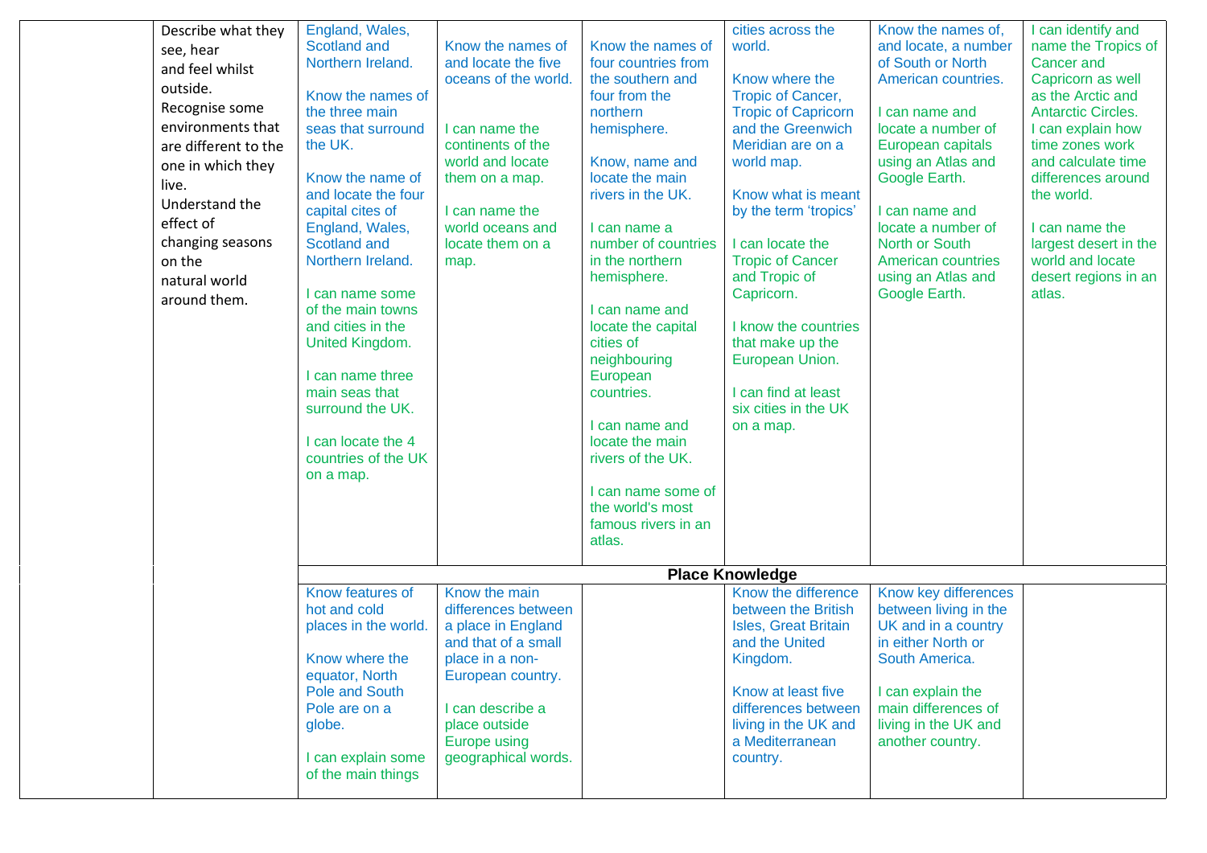| | | | | | | | |
|---|---|---|---|---|---|---|---|
| | Describe what they see, hear and feel whilst outside.<br>Recognise some environments that are different to the one in which they live.<br>Understand the effect of changing seasons on the natural world around them. | England, Wales, Scotland and Northern Ireland.<br><br>Know the names of the three main seas that surround the UK.<br><br>Know the name of and locate the four capital cites of England, Wales, Scotland and Northern Ireland.<br><br>I can name some of the main towns and cities in the United Kingdom.<br><br>I can name three main seas that surround the UK.<br><br>I can locate the 4 countries of the UK on a map. | Know the names of and locate the five oceans of the world.<br><br>I can name the continents of the world and locate them on a map.<br><br>I can name the world oceans and locate them on a map. | Know the names of four countries from the southern and four from the northern hemisphere.<br><br>Know, name and locate the main rivers in the UK.<br><br>I can name a number of countries in the northern hemisphere.<br><br>I can name and locate the capital cities of neighbouring European countries.<br><br>I can name and locate the main rivers of the UK.<br><br>I can name some of the world's most famous rivers in an atlas. | cities across the world.<br><br>Know where the Tropic of Cancer, Tropic of Capricorn and the Greenwich Meridian are on a world map.<br><br>Know what is meant by the term 'tropics'<br><br>I can locate the Tropic of Cancer and Tropic of Capricorn.<br><br>I know the countries that make up the European Union.<br><br>I can find at least six cities in the UK on a map. | Know the names of, and locate, a number of South or North American countries.<br><br>I can name and locate a number of European capitals using an Atlas and Google Earth.<br><br>I can name and locate a number of North or South American countries using an Atlas and Google Earth. | I can identify and name the Tropics of Cancer and Capricorn as well as the Arctic and Antarctic Circles.<br>I can explain how time zones work and calculate time differences around the world.<br><br>I can name the largest desert in the world and locate desert regions in an atlas. |
| | | **Place Knowledge** | | | | | |
| | | Know features of hot and cold places in the world.<br><br>Know where the equator, North Pole and South Pole are on a globe.<br><br>I can explain some of the main things | Know the main differences between a place in England and that of a small place in a non-European country.<br><br>I can describe a place outside Europe using geographical words. | | Know the difference between the British Isles, Great Britain and the United Kingdom.<br><br>Know at least five differences between living in the UK and a Mediterranean country. | Know key differences between living in the UK and in a country in either North or South America.<br><br>I can explain the main differences of living in the UK and another country. | |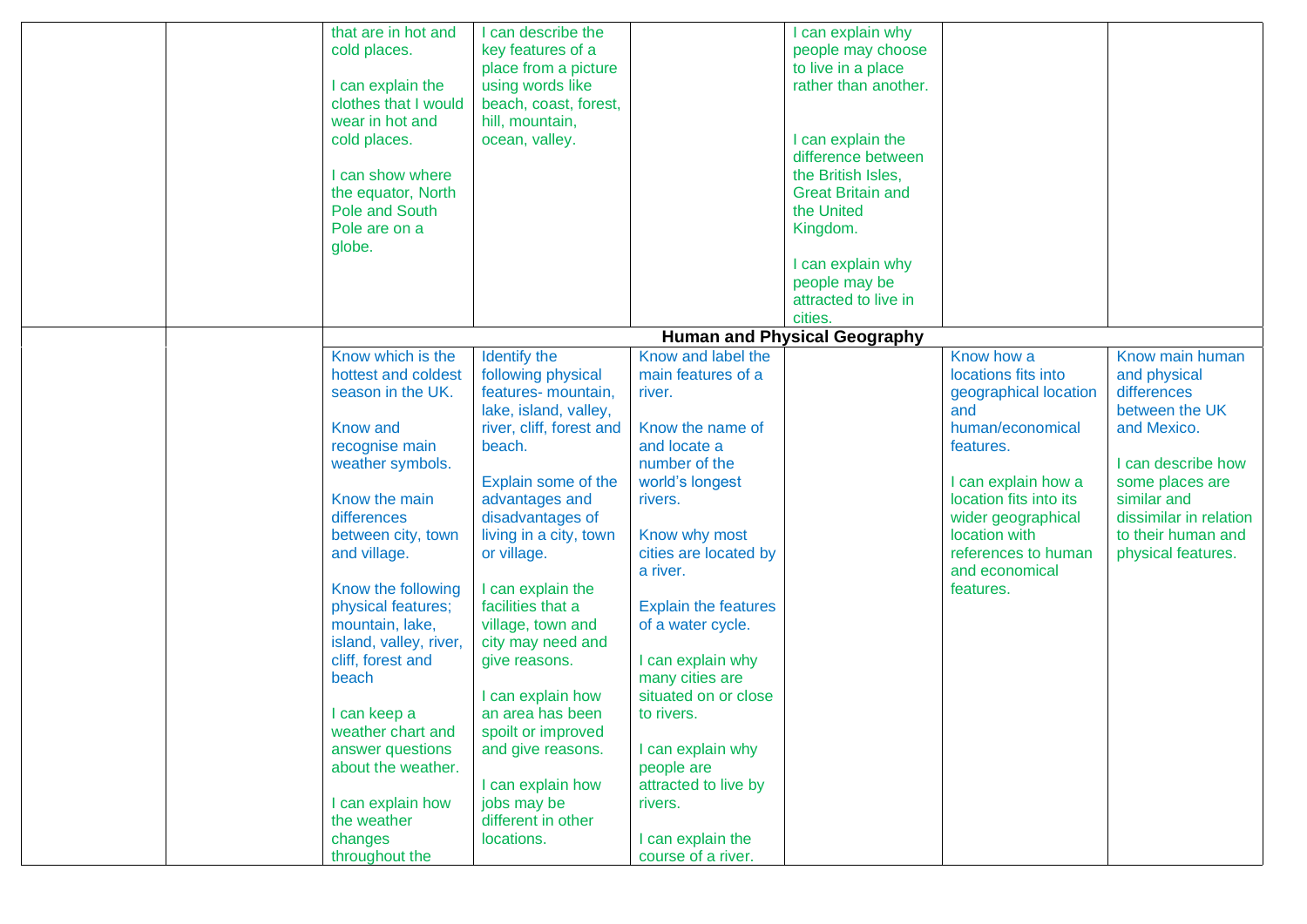| | | | | | | | |
|---|---|---|---|---|---|---|---|
| | | that are in hot and cold places.<br><br>I can explain the clothes that I would wear in hot and cold places.<br><br>I can show where the equator, North Pole and South Pole are on a globe. | I can describe the key features of a place from a picture using words like beach, coast, forest, hill, mountain, ocean, valley. | | I can explain why people may choose to live in a place rather than another.<br><br>I can explain the difference between the British Isles, Great Britain and the United Kingdom.<br><br>I can explain why people may be attracted to live in cities. | | |
| | | **Human and Physical Geography** | | | | | |
| | | Know which is the hottest and coldest season in the UK.<br><br>Know and recognise main weather symbols.<br><br>Know the main differences between city, town and village.<br><br>Know the following physical features; mountain, lake, island, valley, river, cliff, forest and beach<br><br>I can keep a weather chart and answer questions about the weather.<br><br>I can explain how the weather changes throughout the | Identify the following physical features- mountain, lake, island, valley, river, cliff, forest and beach.<br><br>Explain some of the advantages and disadvantages of living in a city, town or village.<br><br>I can explain the facilities that a village, town and city may need and give reasons.<br><br>I can explain how an area has been spoilt or improved and give reasons.<br><br>I can explain how jobs may be different in other locations. | Know and label the main features of a river.<br><br>Know the name of and locate a number of the world's longest rivers.<br><br>Know why most cities are located by a river.<br><br>Explain the features of a water cycle.<br><br>I can explain why many cities are situated on or close to rivers.<br><br>I can explain why people are attracted to live by rivers.<br><br>I can explain the course of a river. | | Know how a locations fits into geographical location and human/economical features.<br><br>I can explain how a location fits into its wider geographical location with references to human and economical features. | Know main human and physical differences between the UK and Mexico.<br><br>I can describe how some places are similar and dissimilar in relation to their human and physical features. |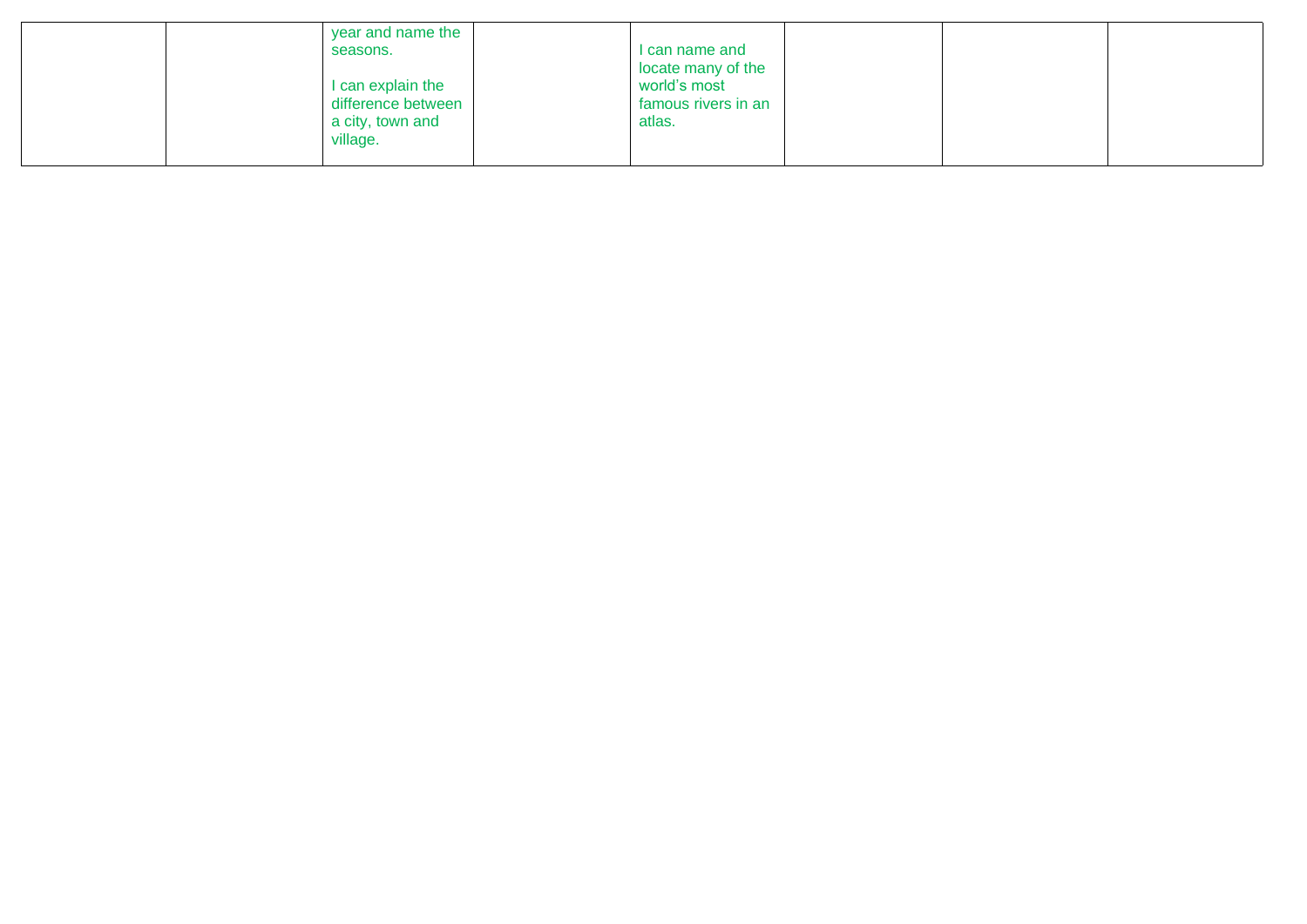| | | | | | | | |
|---|---|---|---|---|---|---|---|
| | | year and name the seasons.<br><br>I can explain the difference between a city, town and village. | | I can name and locate many of the world's most famous rivers in an atlas. | | | |